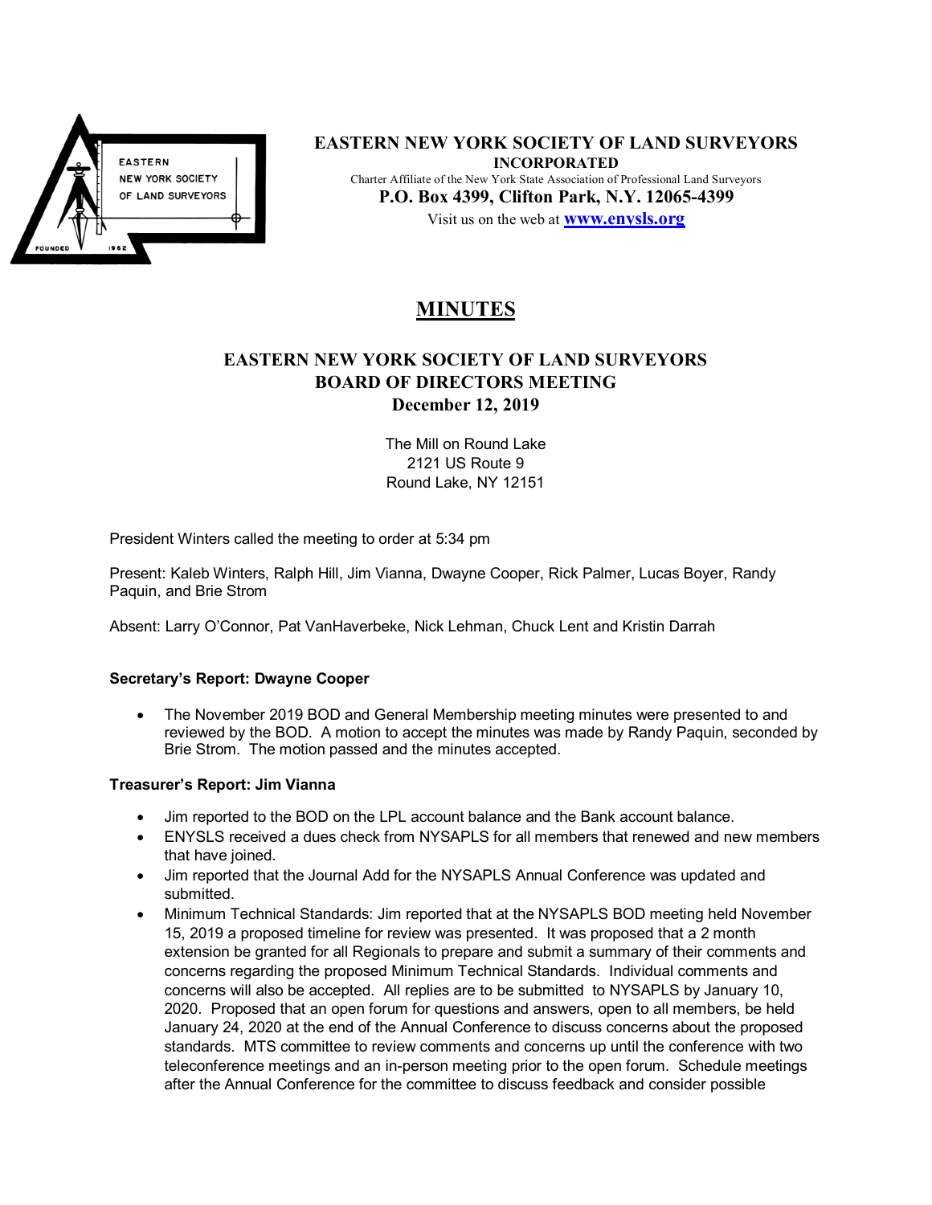**EASTERN NEW YORK SOCIETY OF LAND SURVEYORS**
**INCORPORATED**
Charter Affiliate of the New York State Association of Professional Land Surveyors
**P.O. Box 4399, Clifton Park, N.Y. 12065-4399**
Visit us on the web at **www.enysls.org**

# MINUTES

## EASTERN NEW YORK SOCIETY OF LAND SURVEYORS BOARD OF DIRECTORS MEETING December 12, 2019

The Mill on Round Lake
2121 US Route 9
Round Lake, NY 12151

President Winters called the meeting to order at 5:34 pm

Present: Kaleb Winters, Ralph Hill, Jim Vianna, Dwayne Cooper, Rick Palmer, Lucas Boyer, Randy Paquin, and Brie Strom

Absent: Larry O'Connor, Pat VanHaverbeke, Nick Lehman, Chuck Lent and Kristin Darrah

**Secretary's Report: Dwayne Cooper**

- The November 2019 BOD and General Membership meeting minutes were presented to and reviewed by the BOD. A motion to accept the minutes was made by Randy Paquin, seconded by Brie Strom. The motion passed and the minutes accepted.

**Treasurer's Report: Jim Vianna**

- Jim reported to the BOD on the LPL account balance and the Bank account balance.
- ENYSLS received a dues check from NYSAPLS for all members that renewed and new members that have joined.
- Jim reported that the Journal Add for the NYSAPLS Annual Conference was updated and submitted.
- Minimum Technical Standards: Jim reported that at the NYSAPLS BOD meeting held November 15, 2019 a proposed timeline for review was presented. It was proposed that a 2 month extension be granted for all Regionals to prepare and submit a summary of their comments and concerns regarding the proposed Minimum Technical Standards. Individual comments and concerns will also be accepted. All replies are to be submitted to NYSAPLS by January 10, 2020. Proposed that an open forum for questions and answers, open to all members, be held January 24, 2020 at the end of the Annual Conference to discuss concerns about the proposed standards. MTS committee to review comments and concerns up until the conference with two teleconference meetings and an in-person meeting prior to the open forum. Schedule meetings after the Annual Conference for the committee to discuss feedback and consider possible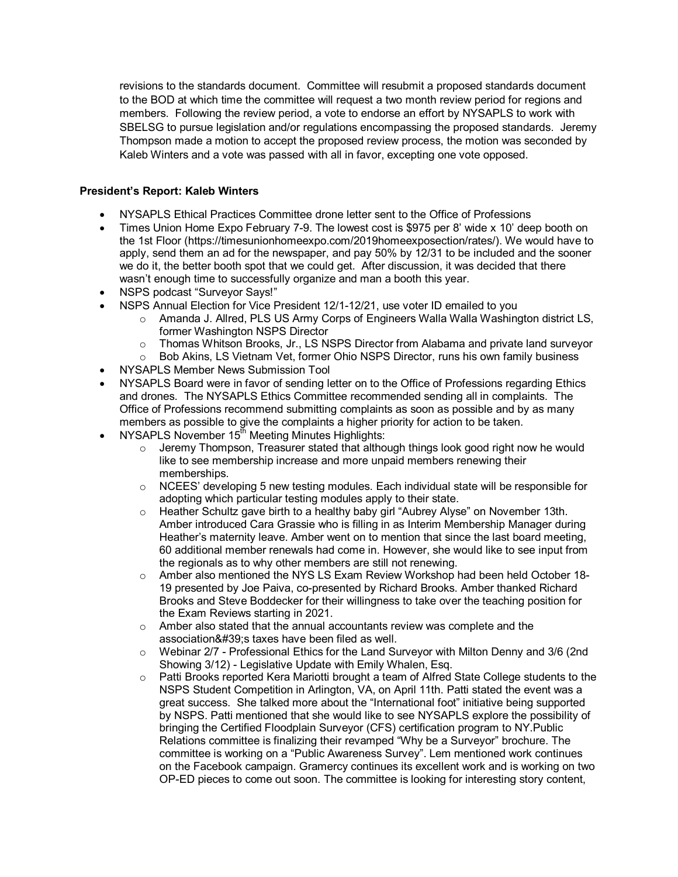revisions to the standards document. Committee will resubmit a proposed standards document to the BOD at which time the committee will request a two month review period for regions and members. Following the review period, a vote to endorse an effort by NYSAPLS to work with SBELSG to pursue legislation and/or regulations encompassing the proposed standards. Jeremy Thompson made a motion to accept the proposed review process, the motion was seconded by Kaleb Winters and a vote was passed with all in favor, excepting one vote opposed.

**President's Report: Kaleb Winters**

- NYSAPLS Ethical Practices Committee drone letter sent to the Office of Professions
- Times Union Home Expo February 7-9. The lowest cost is $975 per 8' wide x 10' deep booth on the 1st Floor (https://timesunionhomeexpo.com/2019homeexposection/rates/). We would have to apply, send them an ad for the newspaper, and pay 50% by 12/31 to be included and the sooner we do it, the better booth spot that we could get. After discussion, it was decided that there wasn't enough time to successfully organize and man a booth this year.
- NSPS podcast "Surveyor Says!"
- NSPS Annual Election for Vice President 12/1-12/21, use voter ID emailed to you
  - Amanda J. Allred, PLS US Army Corps of Engineers Walla Walla Washington district LS, former Washington NSPS Director
  - Thomas Whitson Brooks, Jr., LS NSPS Director from Alabama and private land surveyor
  - Bob Akins, LS Vietnam Vet, former Ohio NSPS Director, runs his own family business
- NYSAPLS Member News Submission Tool
- NYSAPLS Board were in favor of sending letter on to the Office of Professions regarding Ethics and drones. The NYSAPLS Ethics Committee recommended sending all in complaints. The Office of Professions recommend submitting complaints as soon as possible and by as many members as possible to give the complaints a higher priority for action to be taken.
- NYSAPLS November 15th Meeting Minutes Highlights:
  - Jeremy Thompson, Treasurer stated that although things look good right now he would like to see membership increase and more unpaid members renewing their memberships.
  - NCEES' developing 5 new testing modules. Each individual state will be responsible for adopting which particular testing modules apply to their state.
  - Heather Schultz gave birth to a healthy baby girl "Aubrey Alyse" on November 13th. Amber introduced Cara Grassie who is filling in as Interim Membership Manager during Heather's maternity leave. Amber went on to mention that since the last board meeting, 60 additional member renewals had come in. However, she would like to see input from the regionals as to why other members are still not renewing.
  - Amber also mentioned the NYS LS Exam Review Workshop had been held October 18-19 presented by Joe Paiva, co-presented by Richard Brooks. Amber thanked Richard Brooks and Steve Boddecker for their willingness to take over the teaching position for the Exam Reviews starting in 2021.
  - Amber also stated that the annual accountants review was complete and the association&#39;s taxes have been filed as well.
  - Webinar 2/7 - Professional Ethics for the Land Surveyor with Milton Denny and 3/6 (2nd Showing 3/12) - Legislative Update with Emily Whalen, Esq.
  - Patti Brooks reported Kera Mariotti brought a team of Alfred State College students to the NSPS Student Competition in Arlington, VA, on April 11th. Patti stated the event was a great success. She talked more about the "International foot" initiative being supported by NSPS. Patti mentioned that she would like to see NYSAPLS explore the possibility of bringing the Certified Floodplain Surveyor (CFS) certification program to NY.Public Relations committee is finalizing their revamped "Why be a Surveyor" brochure. The committee is working on a "Public Awareness Survey". Lem mentioned work continues on the Facebook campaign. Gramercy continues its excellent work and is working on two OP-ED pieces to come out soon. The committee is looking for interesting story content,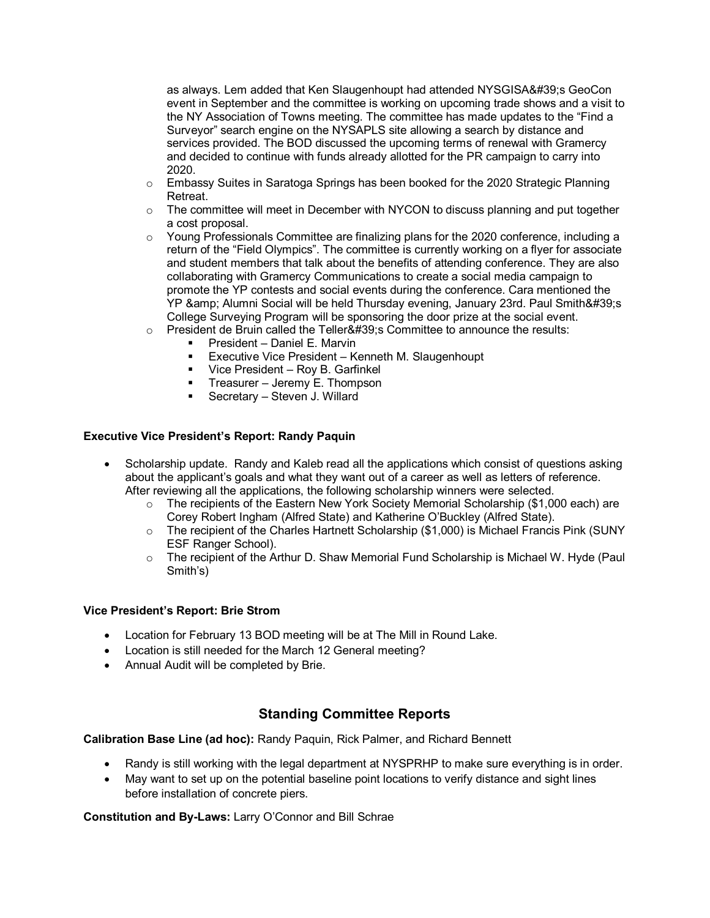as always. Lem added that Ken Slaugenhoupt had attended NYSGISA&#39;s GeoCon event in September and the committee is working on upcoming trade shows and a visit to the NY Association of Towns meeting. The committee has made updates to the "Find a Surveyor" search engine on the NYSAPLS site allowing a search by distance and services provided. The BOD discussed the upcoming terms of renewal with Gramercy and decided to continue with funds already allotted for the PR campaign to carry into 2020.

- Embassy Suites in Saratoga Springs has been booked for the 2020 Strategic Planning Retreat.
- The committee will meet in December with NYCON to discuss planning and put together a cost proposal.
- Young Professionals Committee are finalizing plans for the 2020 conference, including a return of the "Field Olympics". The committee is currently working on a flyer for associate and student members that talk about the benefits of attending conference. They are also collaborating with Gramercy Communications to create a social media campaign to promote the YP contests and social events during the conference. Cara mentioned the YP &amp; Alumni Social will be held Thursday evening, January 23rd. Paul Smith&#39;s College Surveying Program will be sponsoring the door prize at the social event.
- President de Bruin called the Teller&#39;s Committee to announce the results:
  - President – Daniel E. Marvin
  - Executive Vice President – Kenneth M. Slaugenhoupt
  - Vice President – Roy B. Garfinkel
  - Treasurer – Jeremy E. Thompson
  - Secretary – Steven J. Willard

**Executive Vice President's Report: Randy Paquin**

- Scholarship update. Randy and Kaleb read all the applications which consist of questions asking about the applicant's goals and what they want out of a career as well as letters of reference. After reviewing all the applications, the following scholarship winners were selected.
  - The recipients of the Eastern New York Society Memorial Scholarship ($1,000 each) are Corey Robert Ingham (Alfred State) and Katherine O'Buckley (Alfred State).
  - The recipient of the Charles Hartnett Scholarship ($1,000) is Michael Francis Pink (SUNY ESF Ranger School).
  - The recipient of the Arthur D. Shaw Memorial Fund Scholarship is Michael W. Hyde (Paul Smith's)

**Vice President's Report: Brie Strom**

- Location for February 13 BOD meeting will be at The Mill in Round Lake.
- Location is still needed for the March 12 General meeting?
- Annual Audit will be completed by Brie.

## Standing Committee Reports

**Calibration Base Line (ad hoc):** Randy Paquin, Rick Palmer, and Richard Bennett

- Randy is still working with the legal department at NYSPRHP to make sure everything is in order.
- May want to set up on the potential baseline point locations to verify distance and sight lines before installation of concrete piers.

**Constitution and By-Laws:** Larry O'Connor and Bill Schrae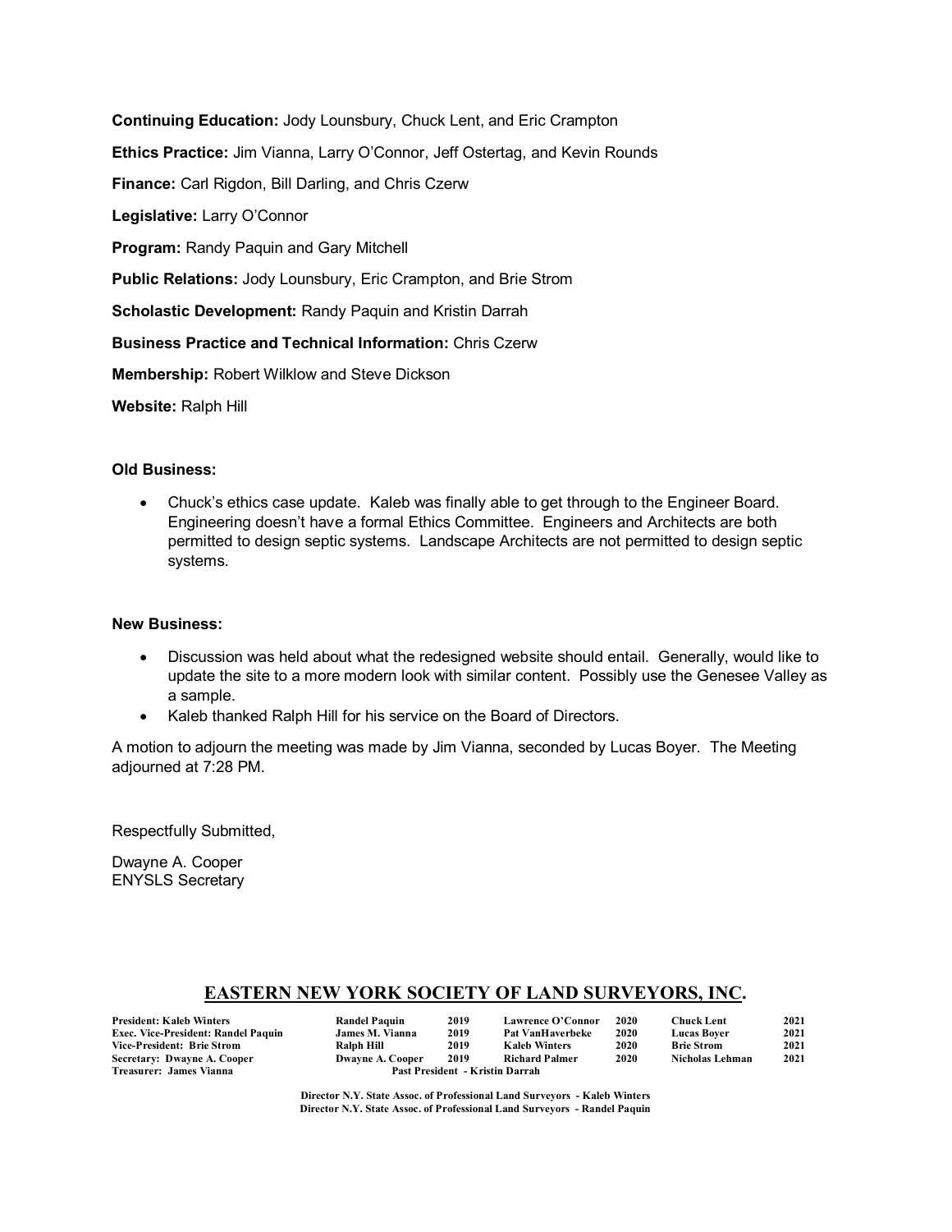**Continuing Education:** Jody Lounsbury, Chuck Lent, and Eric Crampton

**Ethics Practice:** Jim Vianna, Larry O'Connor, Jeff Ostertag, and Kevin Rounds

**Finance:** Carl Rigdon, Bill Darling, and Chris Czerw

**Legislative:** Larry O'Connor

**Program:** Randy Paquin and Gary Mitchell

**Public Relations:** Jody Lounsbury, Eric Crampton, and Brie Strom

**Scholastic Development:** Randy Paquin and Kristin Darrah

**Business Practice and Technical Information:** Chris Czerw

**Membership:** Robert Wilklow and Steve Dickson

**Website:** Ralph Hill

**Old Business:**

- Chuck's ethics case update. Kaleb was finally able to get through to the Engineer Board. Engineering doesn't have a formal Ethics Committee. Engineers and Architects are both permitted to design septic systems. Landscape Architects are not permitted to design septic systems.

**New Business:**

- Discussion was held about what the redesigned website should entail. Generally, would like to update the site to a more modern look with similar content. Possibly use the Genesee Valley as a sample.
- Kaleb thanked Ralph Hill for his service on the Board of Directors.

A motion to adjourn the meeting was made by Jim Vianna, seconded by Lucas Boyer. The Meeting adjourned at 7:28 PM.

Respectfully Submitted,

Dwayne A. Cooper
ENYSLS Secretary

## EASTERN NEW YORK SOCIETY OF LAND SURVEYORS, INC.

| | | | | | | |
|---|---|---|---|---|---|---|
| **President: Kaleb Winters** | **Randel Paquin** | **2019** | **Lawrence O'Connor** | **2020** | **Chuck Lent** | **2021** |
| **Exec. Vice-President: Randel Paquin** | **James M. Vianna** | **2019** | **Pat VanHaverbeke** | **2020** | **Lucas Boyer** | **2021** |
| **Vice-President: Brie Strom** | **Ralph Hill** | **2019** | **Kaleb Winters** | **2020** | **Brie Strom** | **2021** |
| **Secretary: Dwayne A. Cooper** | **Dwayne A. Cooper** | **2019** | **Richard Palmer** | **2020** | **Nicholas Lehman** | **2021** |
| **Treasurer: James Vianna** | **Past President - Kristin Darrah** | | | | | |

**Director N.Y. State Assoc. of Professional Land Surveyors - Kaleb Winters**
**Director N.Y. State Assoc. of Professional Land Surveyors - Randel Paquin**